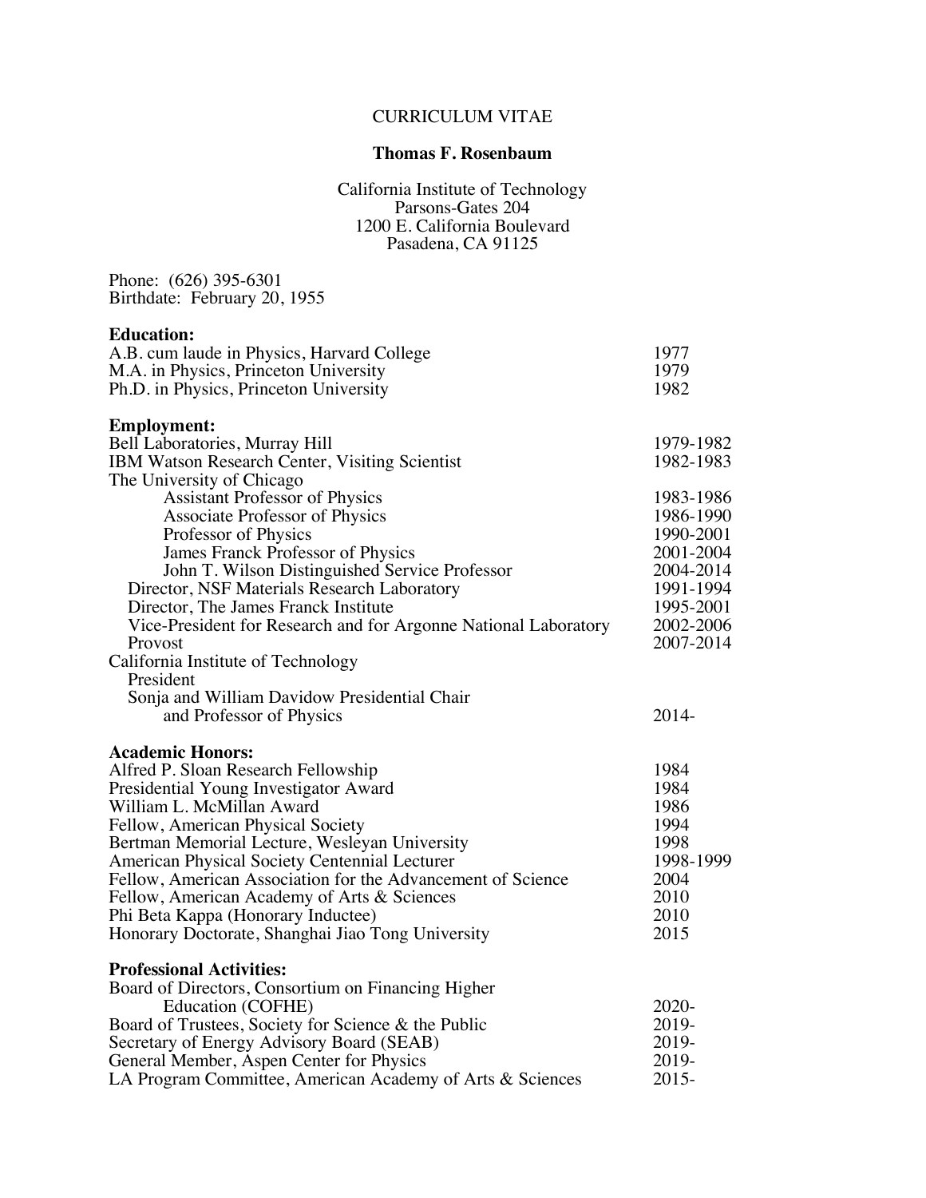# CURRICULUM VITAE

## Thomas F. Rosenbaum

California Institute of Technology
Parsons-Gates 204
1200 E. California Boulevard
Pasadena, CA 91125

Phone: (626) 395-6301
Birthdate: February 20, 1955

### Education:

| | |
|---|---|
| A.B. cum laude in Physics, Harvard College | 1977 |
| M.A. in Physics, Princeton University | 1979 |
| Ph.D. in Physics, Princeton University | 1982 |

### Employment:

| | |
|---|---|
| Bell Laboratories, Murray Hill | 1979-1982 |
| IBM Watson Research Center, Visiting Scientist | 1982-1983 |
| The University of Chicago | |
| Assistant Professor of Physics | 1983-1986 |
| Associate Professor of Physics | 1986-1990 |
| Professor of Physics | 1990-2001 |
| James Franck Professor of Physics | 2001-2004 |
| John T. Wilson Distinguished Service Professor | 2004-2014 |
| Director, NSF Materials Research Laboratory | 1991-1994 |
| Director, The James Franck Institute | 1995-2001 |
| Vice-President for Research and for Argonne National Laboratory | 2002-2006 |
| Provost | 2007-2014 |
| California Institute of Technology | |
| President | |
| Sonja and William Davidow Presidential Chair and Professor of Physics | 2014- |

### Academic Honors:

| | |
|---|---|
| Alfred P. Sloan Research Fellowship | 1984 |
| Presidential Young Investigator Award | 1984 |
| William L. McMillan Award | 1986 |
| Fellow, American Physical Society | 1994 |
| Bertman Memorial Lecture, Wesleyan University | 1998 |
| American Physical Society Centennial Lecturer | 1998-1999 |
| Fellow, American Association for the Advancement of Science | 2004 |
| Fellow, American Academy of Arts & Sciences | 2010 |
| Phi Beta Kappa (Honorary Inductee) | 2010 |
| Honorary Doctorate, Shanghai Jiao Tong University | 2015 |

### Professional Activities:

| | |
|---|---|
| Board of Directors, Consortium on Financing Higher Education (COFHE) | 2020- |
| Board of Trustees, Society for Science & the Public | 2019- |
| Secretary of Energy Advisory Board (SEAB) | 2019- |
| General Member, Aspen Center for Physics | 2019- |
| LA Program Committee, American Academy of Arts & Sciences | 2015- |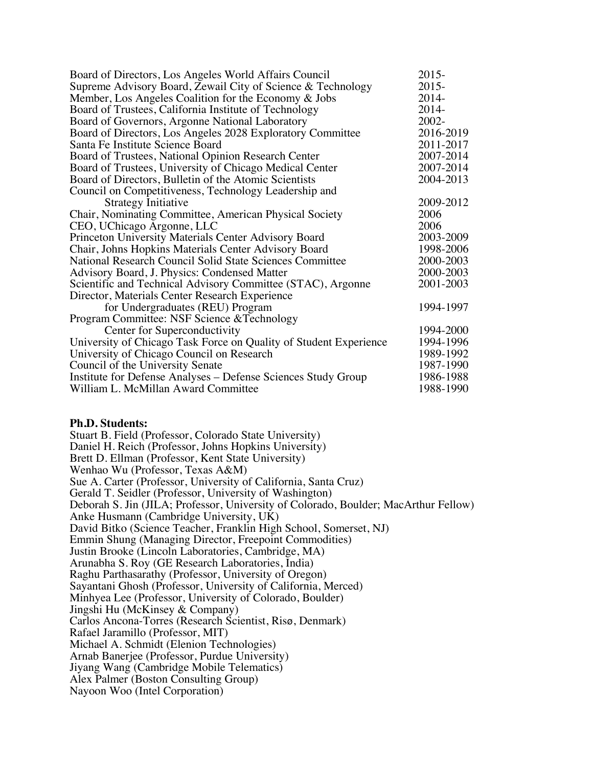| | |
|---|---|
| Board of Directors, Los Angeles World Affairs Council | 2015- |
| Supreme Advisory Board, Zewail City of Science & Technology | 2015- |
| Member, Los Angeles Coalition for the Economy & Jobs | 2014- |
| Board of Trustees, California Institute of Technology | 2014- |
| Board of Governors, Argonne National Laboratory | 2002- |
| Board of Directors, Los Angeles 2028 Exploratory Committee | 2016-2019 |
| Santa Fe Institute Science Board | 2011-2017 |
| Board of Trustees, National Opinion Research Center | 2007-2014 |
| Board of Trustees, University of Chicago Medical Center | 2007-2014 |
| Board of Directors, Bulletin of the Atomic Scientists | 2004-2013 |
| Council on Competitiveness, Technology Leadership and Strategy Initiative | 2009-2012 |
| Chair, Nominating Committee, American Physical Society | 2006 |
| CEO, UChicago Argonne, LLC | 2006 |
| Princeton University Materials Center Advisory Board | 2003-2009 |
| Chair, Johns Hopkins Materials Center Advisory Board | 1998-2006 |
| National Research Council Solid State Sciences Committee | 2000-2003 |
| Advisory Board, J. Physics: Condensed Matter | 2000-2003 |
| Scientific and Technical Advisory Committee (STAC), Argonne | 2001-2003 |
| Director, Materials Center Research Experience for Undergraduates (REU) Program | 1994-1997 |
| Program Committee: NSF Science &Technology Center for Superconductivity | 1994-2000 |
| University of Chicago Task Force on Quality of Student Experience | 1994-1996 |
| University of Chicago Council on Research | 1989-1992 |
| Council of the University Senate | 1987-1990 |
| Institute for Defense Analyses – Defense Sciences Study Group | 1986-1988 |
| William L. McMillan Award Committee | 1988-1990 |

**Ph.D. Students:**

Stuart B. Field (Professor, Colorado State University)  
Daniel H. Reich (Professor, Johns Hopkins University)  
Brett D. Ellman (Professor, Kent State University)  
Wenhao Wu (Professor, Texas A&M)  
Sue A. Carter (Professor, University of California, Santa Cruz)  
Gerald T. Seidler (Professor, University of Washington)  
Deborah S. Jin (JILA; Professor, University of Colorado, Boulder; MacArthur Fellow)  
Anke Husmann (Cambridge University, UK)  
David Bitko (Science Teacher, Franklin High School, Somerset, NJ)  
Emmin Shung (Managing Director, Freepoint Commodities)  
Justin Brooke (Lincoln Laboratories, Cambridge, MA)  
Arunabha S. Roy (GE Research Laboratories, India)  
Raghu Parthasarathy (Professor, University of Oregon)  
Sayantani Ghosh (Professor, University of California, Merced)  
Minhyea Lee (Professor, University of Colorado, Boulder)  
Jingshi Hu (McKinsey & Company)  
Carlos Ancona-Torres (Research Scientist, Risø, Denmark)  
Rafael Jaramillo (Professor, MIT)  
Michael A. Schmidt (Elenion Technologies)  
Arnab Banerjee (Professor, Purdue University)  
Jiyang Wang (Cambridge Mobile Telematics)  
Alex Palmer (Boston Consulting Group)  
Nayoon Woo (Intel Corporation)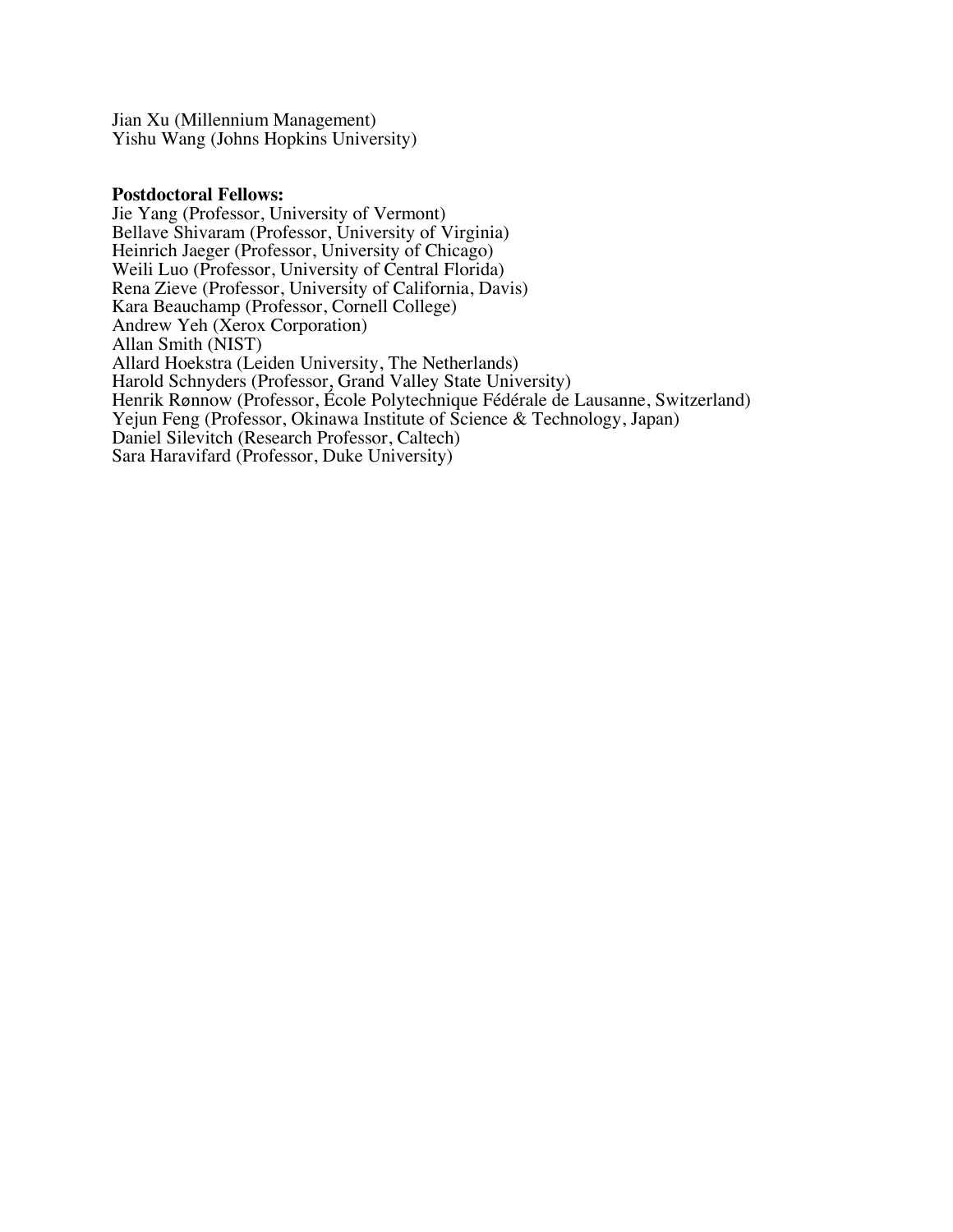Jian Xu (Millennium Management)
Yishu Wang (Johns Hopkins University)

**Postdoctoral Fellows:**

Jie Yang (Professor, University of Vermont)
Bellave Shivaram (Professor, University of Virginia)
Heinrich Jaeger (Professor, University of Chicago)
Weili Luo (Professor, University of Central Florida)
Rena Zieve (Professor, University of California, Davis)
Kara Beauchamp (Professor, Cornell College)
Andrew Yeh (Xerox Corporation)
Allan Smith (NIST)
Allard Hoekstra (Leiden University, The Netherlands)
Harold Schnyders (Professor, Grand Valley State University)
Henrik Rønnow (Professor, École Polytechnique Fédérale de Lausanne, Switzerland)
Yejun Feng (Professor, Okinawa Institute of Science & Technology, Japan)
Daniel Silevitch (Research Professor, Caltech)
Sara Haravifard (Professor, Duke University)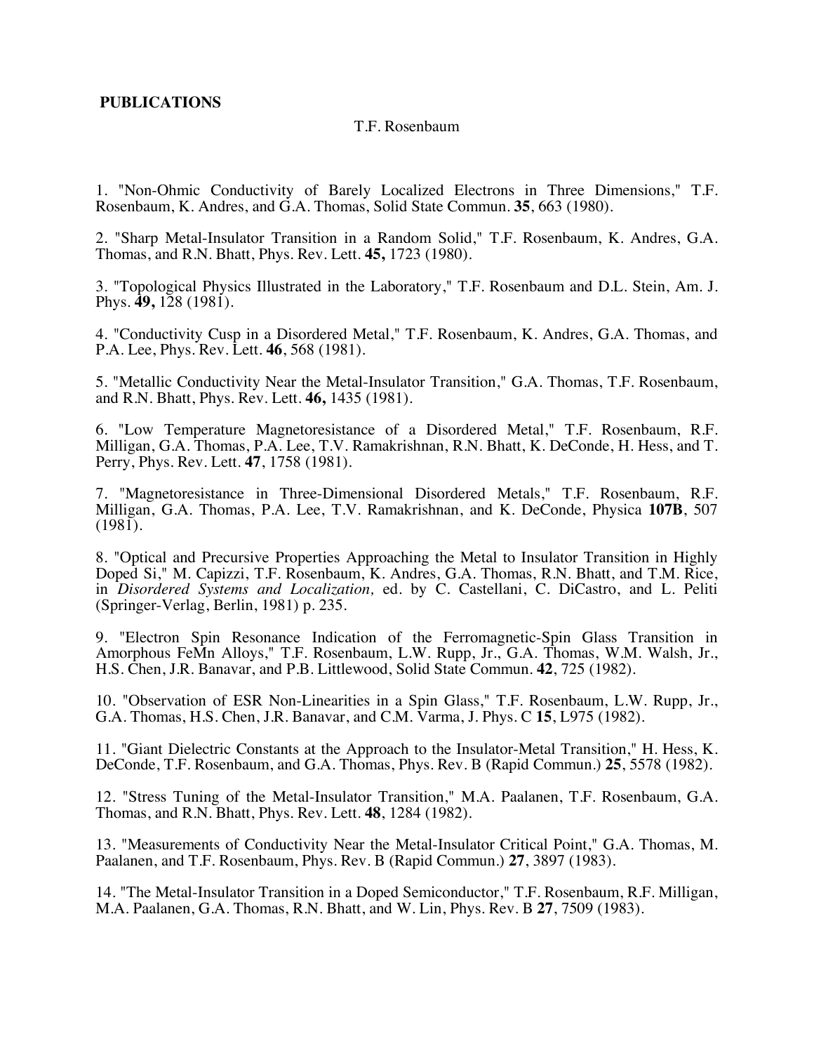**PUBLICATIONS**

T.F. Rosenbaum

1. "Non-Ohmic Conductivity of Barely Localized Electrons in Three Dimensions," T.F. Rosenbaum, K. Andres, and G.A. Thomas, Solid State Commun. **35**, 663 (1980).

2. "Sharp Metal-Insulator Transition in a Random Solid," T.F. Rosenbaum, K. Andres, G.A. Thomas, and R.N. Bhatt, Phys. Rev. Lett. **45,** 1723 (1980).

3. "Topological Physics Illustrated in the Laboratory," T.F. Rosenbaum and D.L. Stein, Am. J. Phys. **49,** 128 (1981).

4. "Conductivity Cusp in a Disordered Metal," T.F. Rosenbaum, K. Andres, G.A. Thomas, and P.A. Lee, Phys. Rev. Lett. **46**, 568 (1981).

5. "Metallic Conductivity Near the Metal-Insulator Transition," G.A. Thomas, T.F. Rosenbaum, and R.N. Bhatt, Phys. Rev. Lett. **46,** 1435 (1981).

6. "Low Temperature Magnetoresistance of a Disordered Metal," T.F. Rosenbaum, R.F. Milligan, G.A. Thomas, P.A. Lee, T.V. Ramakrishnan, R.N. Bhatt, K. DeConde, H. Hess, and T. Perry, Phys. Rev. Lett. **47**, 1758 (1981).

7. "Magnetoresistance in Three-Dimensional Disordered Metals," T.F. Rosenbaum, R.F. Milligan, G.A. Thomas, P.A. Lee, T.V. Ramakrishnan, and K. DeConde, Physica **107B**, 507 (1981).

8. "Optical and Precursive Properties Approaching the Metal to Insulator Transition in Highly Doped Si," M. Capizzi, T.F. Rosenbaum, K. Andres, G.A. Thomas, R.N. Bhatt, and T.M. Rice, in *Disordered Systems and Localization,* ed. by C. Castellani, C. DiCastro, and L. Peliti (Springer-Verlag, Berlin, 1981) p. 235.

9. "Electron Spin Resonance Indication of the Ferromagnetic-Spin Glass Transition in Amorphous FeMn Alloys," T.F. Rosenbaum, L.W. Rupp, Jr., G.A. Thomas, W.M. Walsh, Jr., H.S. Chen, J.R. Banavar, and P.B. Littlewood, Solid State Commun. **42**, 725 (1982).

10. "Observation of ESR Non-Linearities in a Spin Glass," T.F. Rosenbaum, L.W. Rupp, Jr., G.A. Thomas, H.S. Chen, J.R. Banavar, and C.M. Varma, J. Phys. C **15**, L975 (1982).

11. "Giant Dielectric Constants at the Approach to the Insulator-Metal Transition," H. Hess, K. DeConde, T.F. Rosenbaum, and G.A. Thomas, Phys. Rev. B (Rapid Commun.) **25**, 5578 (1982).

12. "Stress Tuning of the Metal-Insulator Transition," M.A. Paalanen, T.F. Rosenbaum, G.A. Thomas, and R.N. Bhatt, Phys. Rev. Lett. **48**, 1284 (1982).

13. "Measurements of Conductivity Near the Metal-Insulator Critical Point," G.A. Thomas, M. Paalanen, and T.F. Rosenbaum, Phys. Rev. B (Rapid Commun.) **27**, 3897 (1983).

14. "The Metal-Insulator Transition in a Doped Semiconductor," T.F. Rosenbaum, R.F. Milligan, M.A. Paalanen, G.A. Thomas, R.N. Bhatt, and W. Lin, Phys. Rev. B **27**, 7509 (1983).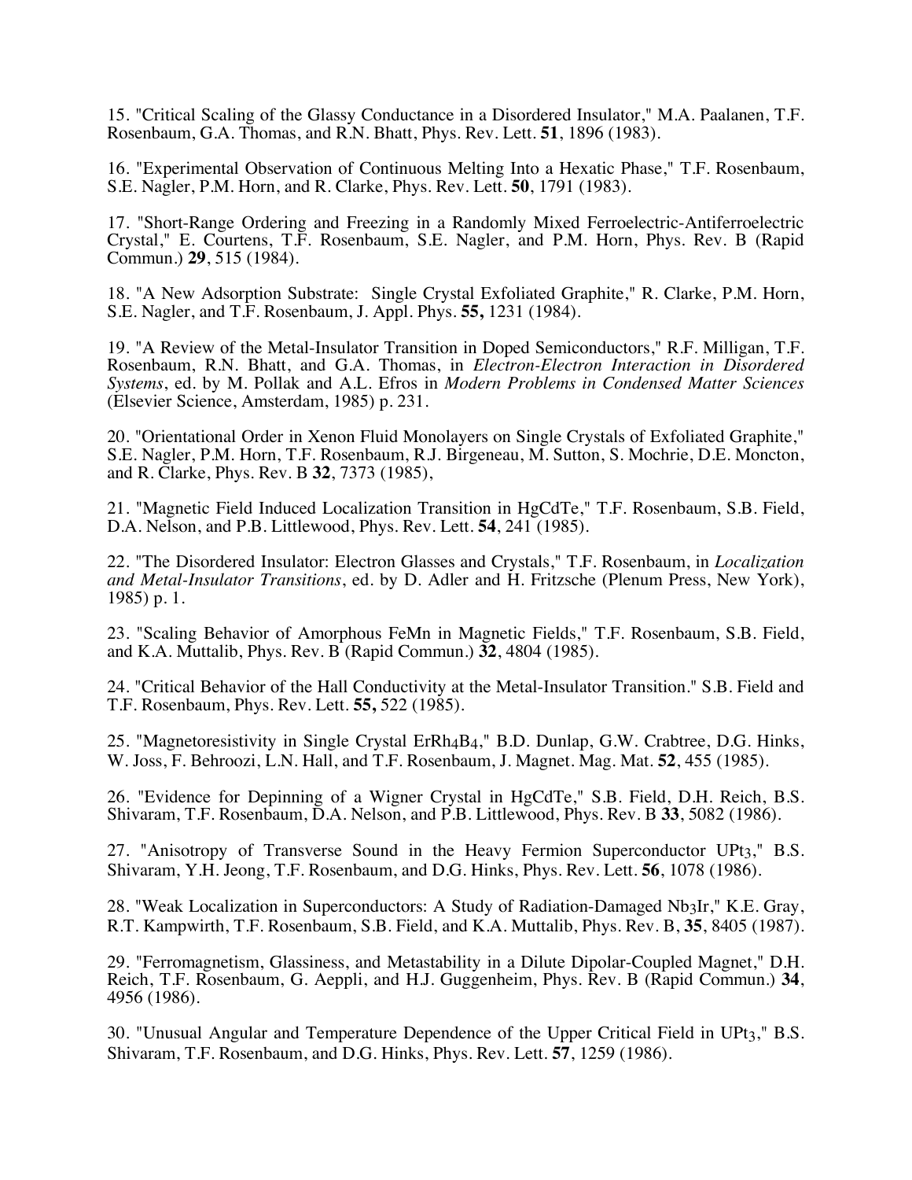15. "Critical Scaling of the Glassy Conductance in a Disordered Insulator," M.A. Paalanen, T.F. Rosenbaum, G.A. Thomas, and R.N. Bhatt, Phys. Rev. Lett. **51**, 1896 (1983).

16. "Experimental Observation of Continuous Melting Into a Hexatic Phase," T.F. Rosenbaum, S.E. Nagler, P.M. Horn, and R. Clarke, Phys. Rev. Lett. **50**, 1791 (1983).

17. "Short-Range Ordering and Freezing in a Randomly Mixed Ferroelectric-Antiferroelectric Crystal," E. Courtens, T.F. Rosenbaum, S.E. Nagler, and P.M. Horn, Phys. Rev. B (Rapid Commun.) **29**, 515 (1984).

18. "A New Adsorption Substrate: Single Crystal Exfoliated Graphite," R. Clarke, P.M. Horn, S.E. Nagler, and T.F. Rosenbaum, J. Appl. Phys. **55,** 1231 (1984).

19. "A Review of the Metal-Insulator Transition in Doped Semiconductors," R.F. Milligan, T.F. Rosenbaum, R.N. Bhatt, and G.A. Thomas, in *Electron-Electron Interaction in Disordered Systems*, ed. by M. Pollak and A.L. Efros in *Modern Problems in Condensed Matter Sciences* (Elsevier Science, Amsterdam, 1985) p. 231.

20. "Orientational Order in Xenon Fluid Monolayers on Single Crystals of Exfoliated Graphite," S.E. Nagler, P.M. Horn, T.F. Rosenbaum, R.J. Birgeneau, M. Sutton, S. Mochrie, D.E. Moncton, and R. Clarke, Phys. Rev. B **32**, 7373 (1985),

21. "Magnetic Field Induced Localization Transition in HgCdTe," T.F. Rosenbaum, S.B. Field, D.A. Nelson, and P.B. Littlewood, Phys. Rev. Lett. **54**, 241 (1985).

22. "The Disordered Insulator: Electron Glasses and Crystals," T.F. Rosenbaum, in *Localization and Metal-Insulator Transitions*, ed. by D. Adler and H. Fritzsche (Plenum Press, New York), 1985) p. 1.

23. "Scaling Behavior of Amorphous FeMn in Magnetic Fields," T.F. Rosenbaum, S.B. Field, and K.A. Muttalib, Phys. Rev. B (Rapid Commun.) **32**, 4804 (1985).

24. "Critical Behavior of the Hall Conductivity at the Metal-Insulator Transition." S.B. Field and T.F. Rosenbaum, Phys. Rev. Lett. **55,** 522 (1985).

25. "Magnetoresistivity in Single Crystal $ErRh_4B_4$," B.D. Dunlap, G.W. Crabtree, D.G. Hinks, W. Joss, F. Behroozi, L.N. Hall, and T.F. Rosenbaum, J. Magnet. Mag. Mat. **52**, 455 (1985).

26. "Evidence for Depinning of a Wigner Crystal in HgCdTe," S.B. Field, D.H. Reich, B.S. Shivaram, T.F. Rosenbaum, D.A. Nelson, and P.B. Littlewood, Phys. Rev. B **33**, 5082 (1986).

27. "Anisotropy of Transverse Sound in the Heavy Fermion Superconductor $UPt_3$," B.S. Shivaram, Y.H. Jeong, T.F. Rosenbaum, and D.G. Hinks, Phys. Rev. Lett. **56**, 1078 (1986).

28. "Weak Localization in Superconductors: A Study of Radiation-Damaged $Nb_3Ir$," K.E. Gray, R.T. Kampwirth, T.F. Rosenbaum, S.B. Field, and K.A. Muttalib, Phys. Rev. B, **35**, 8405 (1987).

29. "Ferromagnetism, Glassiness, and Metastability in a Dilute Dipolar-Coupled Magnet," D.H. Reich, T.F. Rosenbaum, G. Aeppli, and H.J. Guggenheim, Phys. Rev. B (Rapid Commun.) **34**, 4956 (1986).

30. "Unusual Angular and Temperature Dependence of the Upper Critical Field in $UPt_3$," B.S. Shivaram, T.F. Rosenbaum, and D.G. Hinks, Phys. Rev. Lett. **57**, 1259 (1986).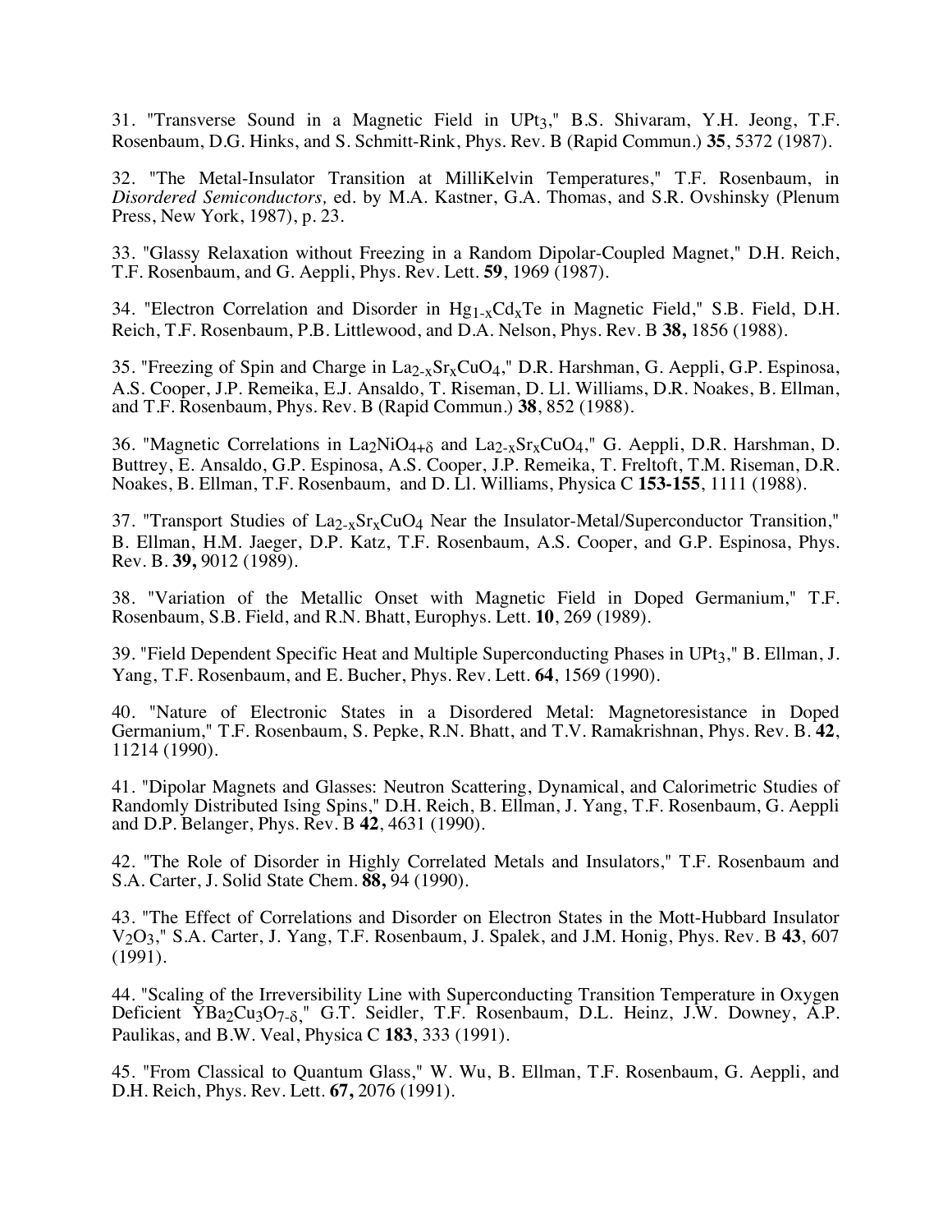31. "Transverse Sound in a Magnetic Field in $UPt_3$," B.S. Shivaram, Y.H. Jeong, T.F. Rosenbaum, D.G. Hinks, and S. Schmitt-Rink, Phys. Rev. B (Rapid Commun.) **35**, 5372 (1987).

32. "The Metal-Insulator Transition at MilliKelvin Temperatures," T.F. Rosenbaum, in *Disordered Semiconductors,* ed. by M.A. Kastner, G.A. Thomas, and S.R. Ovshinsky (Plenum Press, New York, 1987), p. 23.

33. "Glassy Relaxation without Freezing in a Random Dipolar-Coupled Magnet," D.H. Reich, T.F. Rosenbaum, and G. Aeppli, Phys. Rev. Lett. **59**, 1969 (1987).

34. "Electron Correlation and Disorder in $Hg_{1-x}Cd_xTe$ in Magnetic Field," S.B. Field, D.H. Reich, T.F. Rosenbaum, P.B. Littlewood, and D.A. Nelson, Phys. Rev. B **38,** 1856 (1988).

35. "Freezing of Spin and Charge in $La_{2-x}Sr_xCuO_4$," D.R. Harshman, G. Aeppli, G.P. Espinosa, A.S. Cooper, J.P. Remeika, E.J. Ansaldo, T. Riseman, D. Ll. Williams, D.R. Noakes, B. Ellman, and T.F. Rosenbaum, Phys. Rev. B (Rapid Commun.) **38**, 852 (1988).

36. "Magnetic Correlations in $La_2NiO_{4+\delta}$ and $La_{2-x}Sr_xCuO_4$," G. Aeppli, D.R. Harshman, D. Buttrey, E. Ansaldo, G.P. Espinosa, A.S. Cooper, J.P. Remeika, T. Freltoft, T.M. Riseman, D.R. Noakes, B. Ellman, T.F. Rosenbaum, and D. Ll. Williams, Physica C **153-155**, 1111 (1988).

37. "Transport Studies of $La_{2-x}Sr_xCuO_4$ Near the Insulator-Metal/Superconductor Transition," B. Ellman, H.M. Jaeger, D.P. Katz, T.F. Rosenbaum, A.S. Cooper, and G.P. Espinosa, Phys. Rev. B. **39,** 9012 (1989).

38. "Variation of the Metallic Onset with Magnetic Field in Doped Germanium," T.F. Rosenbaum, S.B. Field, and R.N. Bhatt, Europhys. Lett. **10**, 269 (1989).

39. "Field Dependent Specific Heat and Multiple Superconducting Phases in $UPt_3$," B. Ellman, J. Yang, T.F. Rosenbaum, and E. Bucher, Phys. Rev. Lett. **64**, 1569 (1990).

40. "Nature of Electronic States in a Disordered Metal: Magnetoresistance in Doped Germanium," T.F. Rosenbaum, S. Pepke, R.N. Bhatt, and T.V. Ramakrishnan, Phys. Rev. B. **42**, 11214 (1990).

41. "Dipolar Magnets and Glasses: Neutron Scattering, Dynamical, and Calorimetric Studies of Randomly Distributed Ising Spins," D.H. Reich, B. Ellman, J. Yang, T.F. Rosenbaum, G. Aeppli and D.P. Belanger, Phys. Rev. B **42**, 4631 (1990).

42. "The Role of Disorder in Highly Correlated Metals and Insulators," T.F. Rosenbaum and S.A. Carter, J. Solid State Chem. **88,** 94 (1990).

43. "The Effect of Correlations and Disorder on Electron States in the Mott-Hubbard Insulator $V_2O_3$," S.A. Carter, J. Yang, T.F. Rosenbaum, J. Spalek, and J.M. Honig, Phys. Rev. B **43**, 607 (1991).

44. "Scaling of the Irreversibility Line with Superconducting Transition Temperature in Oxygen Deficient $YBa_2Cu_3O_{7-\delta}$," G.T. Seidler, T.F. Rosenbaum, D.L. Heinz, J.W. Downey, A.P. Paulikas, and B.W. Veal, Physica C **183**, 333 (1991).

45. "From Classical to Quantum Glass," W. Wu, B. Ellman, T.F. Rosenbaum, G. Aeppli, and D.H. Reich, Phys. Rev. Lett. **67,** 2076 (1991).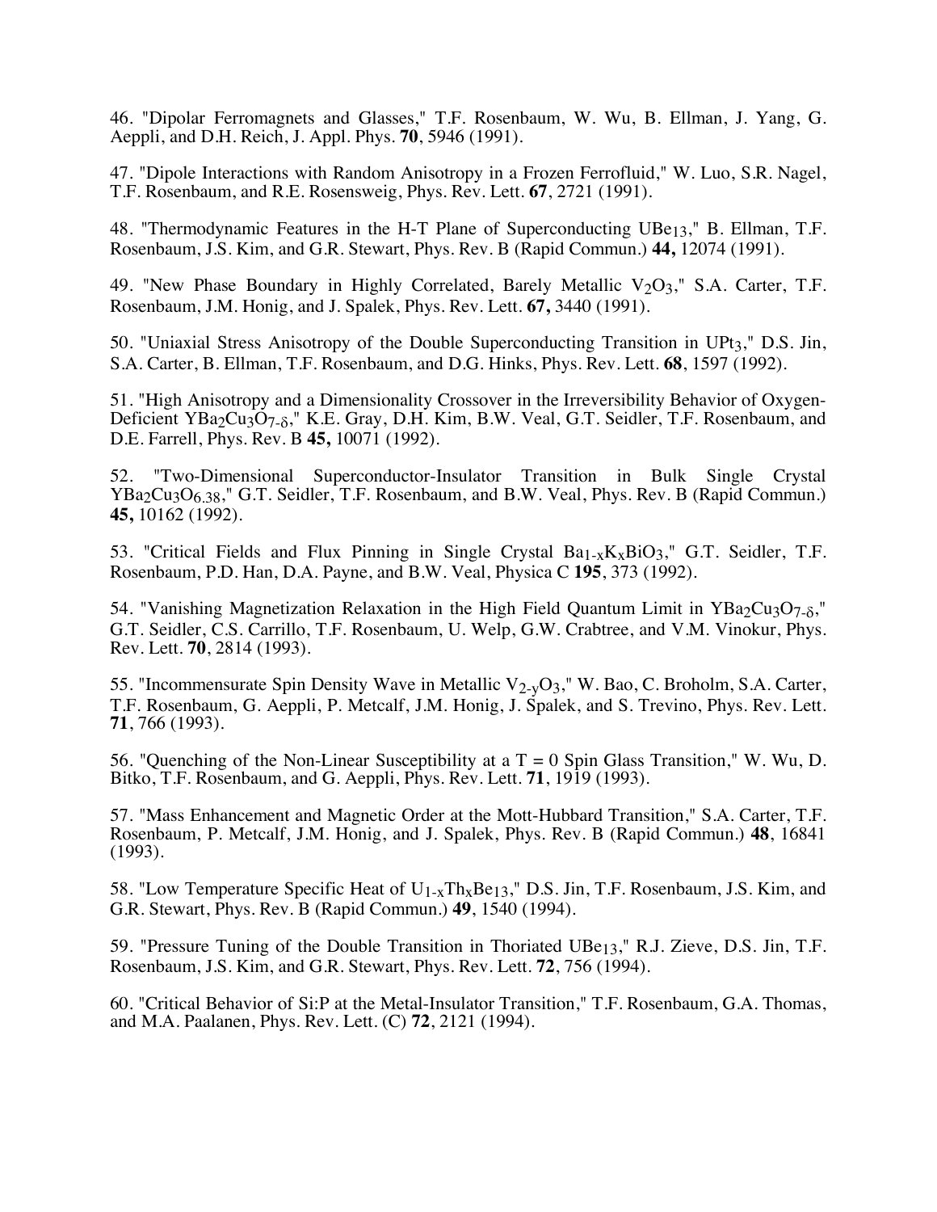46. "Dipolar Ferromagnets and Glasses," T.F. Rosenbaum, W. Wu, B. Ellman, J. Yang, G. Aeppli, and D.H. Reich, J. Appl. Phys. **70**, 5946 (1991).

47. "Dipole Interactions with Random Anisotropy in a Frozen Ferrofluid," W. Luo, S.R. Nagel, T.F. Rosenbaum, and R.E. Rosensweig, Phys. Rev. Lett. **67**, 2721 (1991).

48. "Thermodynamic Features in the H-T Plane of Superconducting $UBe_{13}$," B. Ellman, T.F. Rosenbaum, J.S. Kim, and G.R. Stewart, Phys. Rev. B (Rapid Commun.) **44,** 12074 (1991).

49. "New Phase Boundary in Highly Correlated, Barely Metallic $V_2O_3$," S.A. Carter, T.F. Rosenbaum, J.M. Honig, and J. Spalek, Phys. Rev. Lett. **67,** 3440 (1991).

50. "Uniaxial Stress Anisotropy of the Double Superconducting Transition in $UPt_3$," D.S. Jin, S.A. Carter, B. Ellman, T.F. Rosenbaum, and D.G. Hinks, Phys. Rev. Lett. **68**, 1597 (1992).

51. "High Anisotropy and a Dimensionality Crossover in the Irreversibility Behavior of Oxygen-Deficient $YBa_2Cu_3O_{7-\delta}$," K.E. Gray, D.H. Kim, B.W. Veal, G.T. Seidler, T.F. Rosenbaum, and D.E. Farrell, Phys. Rev. B **45,** 10071 (1992).

52. "Two-Dimensional Superconductor-Insulator Transition in Bulk Single Crystal $YBa_2Cu_3O_{6.38}$," G.T. Seidler, T.F. Rosenbaum, and B.W. Veal, Phys. Rev. B (Rapid Commun.) **45,** 10162 (1992).

53. "Critical Fields and Flux Pinning in Single Crystal $Ba_{1-x}K_xBiO_3$," G.T. Seidler, T.F. Rosenbaum, P.D. Han, D.A. Payne, and B.W. Veal, Physica C **195**, 373 (1992).

54. "Vanishing Magnetization Relaxation in the High Field Quantum Limit in $YBa_2Cu_3O_{7-\delta}$," G.T. Seidler, C.S. Carrillo, T.F. Rosenbaum, U. Welp, G.W. Crabtree, and V.M. Vinokur, Phys. Rev. Lett. **70**, 2814 (1993).

55. "Incommensurate Spin Density Wave in Metallic $V_{2-y}O_3$," W. Bao, C. Broholm, S.A. Carter, T.F. Rosenbaum, G. Aeppli, P. Metcalf, J.M. Honig, J. Spalek, and S. Trevino, Phys. Rev. Lett. **71**, 766 (1993).

56. "Quenching of the Non-Linear Susceptibility at a $T = 0$ Spin Glass Transition," W. Wu, D. Bitko, T.F. Rosenbaum, and G. Aeppli, Phys. Rev. Lett. **71**, 1919 (1993).

57. "Mass Enhancement and Magnetic Order at the Mott-Hubbard Transition," S.A. Carter, T.F. Rosenbaum, P. Metcalf, J.M. Honig, and J. Spalek, Phys. Rev. B (Rapid Commun.) **48**, 16841 (1993).

58. "Low Temperature Specific Heat of $U_{1-x}Th_xBe_{13}$," D.S. Jin, T.F. Rosenbaum, J.S. Kim, and G.R. Stewart, Phys. Rev. B (Rapid Commun.) **49**, 1540 (1994).

59. "Pressure Tuning of the Double Transition in Thoriated $UBe_{13}$," R.J. Zieve, D.S. Jin, T.F. Rosenbaum, J.S. Kim, and G.R. Stewart, Phys. Rev. Lett. **72**, 756 (1994).

60. "Critical Behavior of Si:P at the Metal-Insulator Transition," T.F. Rosenbaum, G.A. Thomas, and M.A. Paalanen, Phys. Rev. Lett. (C) **72**, 2121 (1994).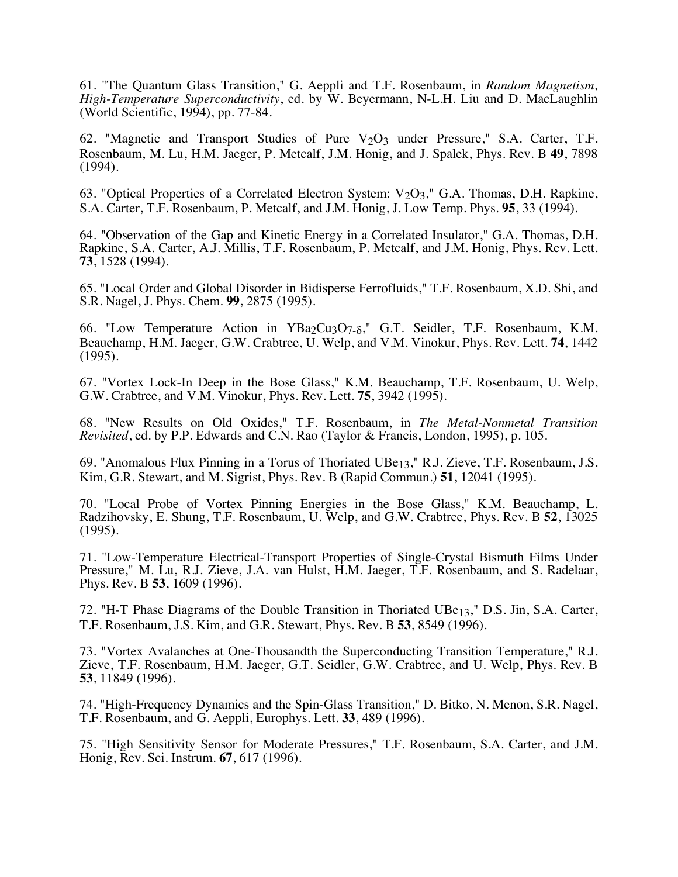61. "The Quantum Glass Transition," G. Aeppli and T.F. Rosenbaum, in *Random Magnetism, High-Temperature Superconductivity*, ed. by W. Beyermann, N-L.H. Liu and D. MacLaughlin (World Scientific, 1994), pp. 77-84.

62. "Magnetic and Transport Studies of Pure $V_2O_3$ under Pressure," S.A. Carter, T.F. Rosenbaum, M. Lu, H.M. Jaeger, P. Metcalf, J.M. Honig, and J. Spalek, Phys. Rev. B **49**, 7898 (1994).

63. "Optical Properties of a Correlated Electron System: $V_2O_3$," G.A. Thomas, D.H. Rapkine, S.A. Carter, T.F. Rosenbaum, P. Metcalf, and J.M. Honig, J. Low Temp. Phys. **95**, 33 (1994).

64. "Observation of the Gap and Kinetic Energy in a Correlated Insulator," G.A. Thomas, D.H. Rapkine, S.A. Carter, A.J. Millis, T.F. Rosenbaum, P. Metcalf, and J.M. Honig, Phys. Rev. Lett. **73**, 1528 (1994).

65. "Local Order and Global Disorder in Bidisperse Ferrofluids," T.F. Rosenbaum, X.D. Shi, and S.R. Nagel, J. Phys. Chem. **99**, 2875 (1995).

66. "Low Temperature Action in $YBa_2Cu_3O_{7-\delta}$," G.T. Seidler, T.F. Rosenbaum, K.M. Beauchamp, H.M. Jaeger, G.W. Crabtree, U. Welp, and V.M. Vinokur, Phys. Rev. Lett. **74**, 1442 (1995).

67. "Vortex Lock-In Deep in the Bose Glass," K.M. Beauchamp, T.F. Rosenbaum, U. Welp, G.W. Crabtree, and V.M. Vinokur, Phys. Rev. Lett. **75**, 3942 (1995).

68. "New Results on Old Oxides," T.F. Rosenbaum, in *The Metal-Nonmetal Transition Revisited*, ed. by P.P. Edwards and C.N. Rao (Taylor & Francis, London, 1995), p. 105.

69. "Anomalous Flux Pinning in a Torus of Thoriated $UBe_{13}$," R.J. Zieve, T.F. Rosenbaum, J.S. Kim, G.R. Stewart, and M. Sigrist, Phys. Rev. B (Rapid Commun.) **51**, 12041 (1995).

70. "Local Probe of Vortex Pinning Energies in the Bose Glass," K.M. Beauchamp, L. Radzihovsky, E. Shung, T.F. Rosenbaum, U. Welp, and G.W. Crabtree, Phys. Rev. B **52**, 13025 (1995).

71. "Low-Temperature Electrical-Transport Properties of Single-Crystal Bismuth Films Under Pressure," M. Lu, R.J. Zieve, J.A. van Hulst, H.M. Jaeger, T.F. Rosenbaum, and S. Radelaar, Phys. Rev. B **53**, 1609 (1996).

72. "H-T Phase Diagrams of the Double Transition in Thoriated $UBe_{13}$," D.S. Jin, S.A. Carter, T.F. Rosenbaum, J.S. Kim, and G.R. Stewart, Phys. Rev. B **53**, 8549 (1996).

73. "Vortex Avalanches at One-Thousandth the Superconducting Transition Temperature," R.J. Zieve, T.F. Rosenbaum, H.M. Jaeger, G.T. Seidler, G.W. Crabtree, and U. Welp, Phys. Rev. B **53**, 11849 (1996).

74. "High-Frequency Dynamics and the Spin-Glass Transition," D. Bitko, N. Menon, S.R. Nagel, T.F. Rosenbaum, and G. Aeppli, Europhys. Lett. **33**, 489 (1996).

75. "High Sensitivity Sensor for Moderate Pressures," T.F. Rosenbaum, S.A. Carter, and J.M. Honig, Rev. Sci. Instrum. **67**, 617 (1996).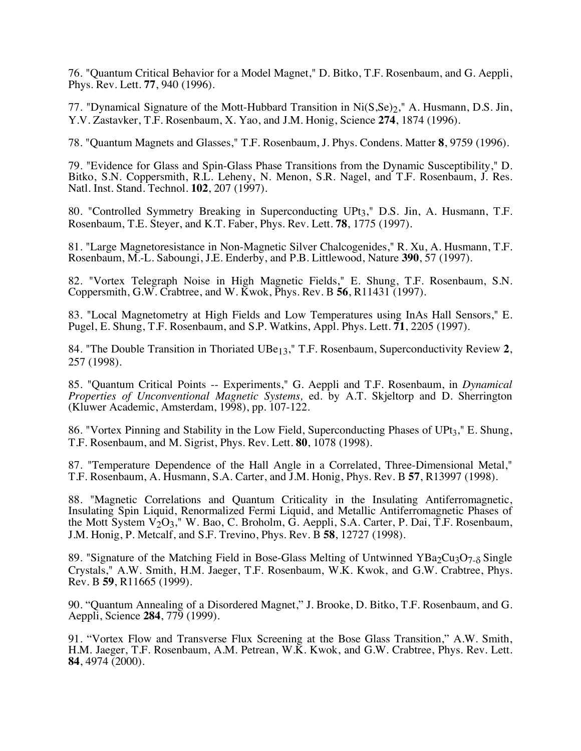76. "Quantum Critical Behavior for a Model Magnet," D. Bitko, T.F. Rosenbaum, and G. Aeppli, Phys. Rev. Lett. **77**, 940 (1996).

77. "Dynamical Signature of the Mott-Hubbard Transition in $Ni(S,Se)_2$," A. Husmann, D.S. Jin, Y.V. Zastavker, T.F. Rosenbaum, X. Yao, and J.M. Honig, Science **274**, 1874 (1996).

78. "Quantum Magnets and Glasses," T.F. Rosenbaum, J. Phys. Condens. Matter **8**, 9759 (1996).

79. "Evidence for Glass and Spin-Glass Phase Transitions from the Dynamic Susceptibility," D. Bitko, S.N. Coppersmith, R.L. Leheny, N. Menon, S.R. Nagel, and T.F. Rosenbaum, J. Res. Natl. Inst. Stand. Technol. **102**, 207 (1997).

80. "Controlled Symmetry Breaking in Superconducting $UPt_3$," D.S. Jin, A. Husmann, T.F. Rosenbaum, T.E. Steyer, and K.T. Faber, Phys. Rev. Lett. **78**, 1775 (1997).

81. "Large Magnetoresistance in Non-Magnetic Silver Chalcogenides," R. Xu, A. Husmann, T.F. Rosenbaum, M.-L. Saboungi, J.E. Enderby, and P.B. Littlewood, Nature **390**, 57 (1997).

82. "Vortex Telegraph Noise in High Magnetic Fields," E. Shung, T.F. Rosenbaum, S.N. Coppersmith, G.W. Crabtree, and W. Kwok, Phys. Rev. B **56**, R11431 (1997).

83. "Local Magnetometry at High Fields and Low Temperatures using InAs Hall Sensors," E. Pugel, E. Shung, T.F. Rosenbaum, and S.P. Watkins, Appl. Phys. Lett. **71**, 2205 (1997).

84. "The Double Transition in Thoriated $UBe_{13}$," T.F. Rosenbaum, Superconductivity Review **2**, 257 (1998).

85. "Quantum Critical Points -- Experiments," G. Aeppli and T.F. Rosenbaum, in *Dynamical Properties of Unconventional Magnetic Systems,* ed. by A.T. Skjeltorp and D. Sherrington (Kluwer Academic, Amsterdam, 1998), pp. 107-122.

86. "Vortex Pinning and Stability in the Low Field, Superconducting Phases of $UPt_3$," E. Shung, T.F. Rosenbaum, and M. Sigrist, Phys. Rev. Lett. **80**, 1078 (1998).

87. "Temperature Dependence of the Hall Angle in a Correlated, Three-Dimensional Metal," T.F. Rosenbaum, A. Husmann, S.A. Carter, and J.M. Honig, Phys. Rev. B **57**, R13997 (1998).

88. "Magnetic Correlations and Quantum Criticality in the Insulating Antiferromagnetic, Insulating Spin Liquid, Renormalized Fermi Liquid, and Metallic Antiferromagnetic Phases of the Mott System $V_2O_3$," W. Bao, C. Broholm, G. Aeppli, S.A. Carter, P. Dai, T.F. Rosenbaum, J.M. Honig, P. Metcalf, and S.F. Trevino, Phys. Rev. B **58**, 12727 (1998).

89. "Signature of the Matching Field in Bose-Glass Melting of Untwinned $YBa_2Cu_3O_{7-\delta}$ Single Crystals," A.W. Smith, H.M. Jaeger, T.F. Rosenbaum, W.K. Kwok, and G.W. Crabtree, Phys. Rev. B **59**, R11665 (1999).

90. "Quantum Annealing of a Disordered Magnet," J. Brooke, D. Bitko, T.F. Rosenbaum, and G. Aeppli, Science **284**, 779 (1999).

91. "Vortex Flow and Transverse Flux Screening at the Bose Glass Transition," A.W. Smith, H.M. Jaeger, T.F. Rosenbaum, A.M. Petrean, W.K. Kwok, and G.W. Crabtree, Phys. Rev. Lett. **84**, 4974 (2000).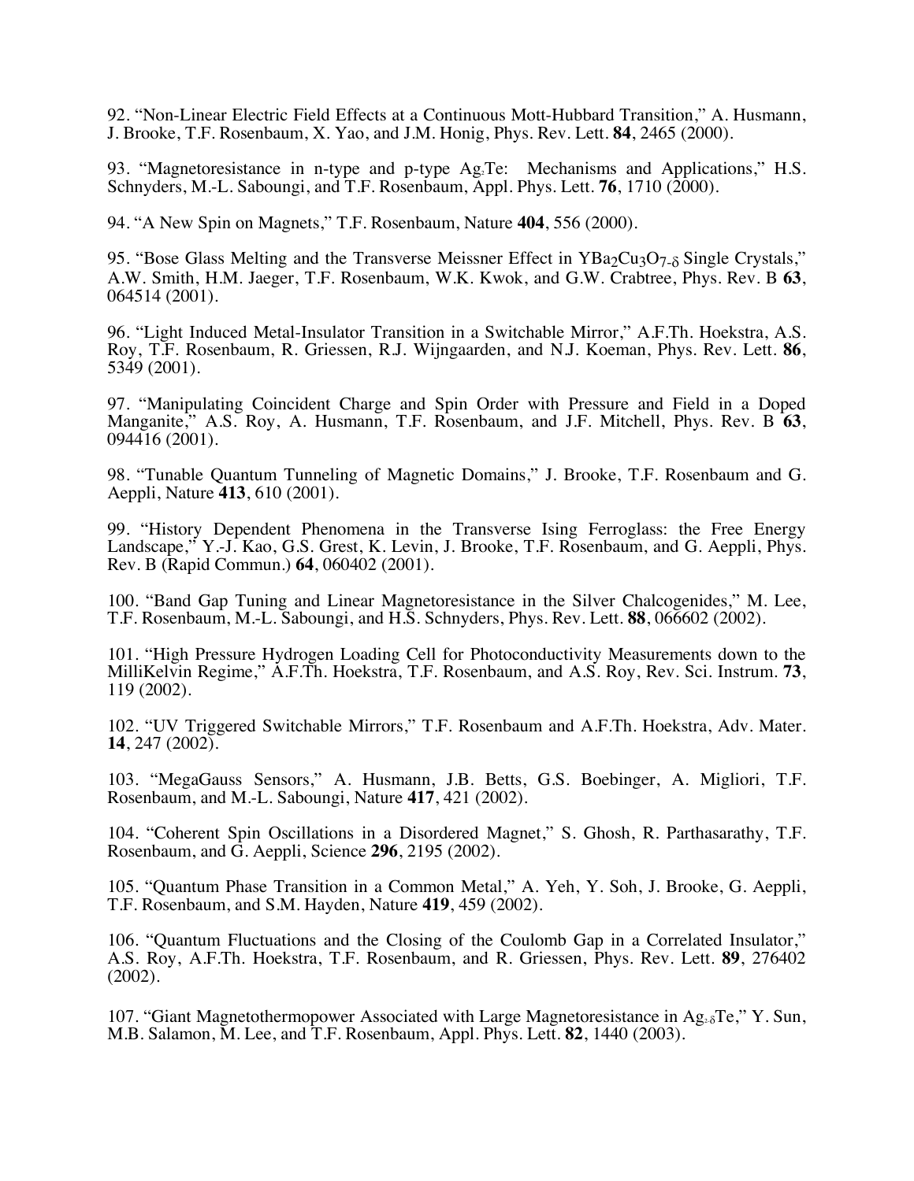92. "Non-Linear Electric Field Effects at a Continuous Mott-Hubbard Transition," A. Husmann, J. Brooke, T.F. Rosenbaum, X. Yao, and J.M. Honig, Phys. Rev. Lett. **84**, 2465 (2000).

93. "Magnetoresistance in n-type and p-type $Ag_2Te$: Mechanisms and Applications," H.S. Schnyders, M.-L. Saboungi, and T.F. Rosenbaum, Appl. Phys. Lett. **76**, 1710 (2000).

94. "A New Spin on Magnets," T.F. Rosenbaum, Nature **404**, 556 (2000).

95. "Bose Glass Melting and the Transverse Meissner Effect in $YBa_2Cu_3O_{7-\delta}$ Single Crystals," A.W. Smith, H.M. Jaeger, T.F. Rosenbaum, W.K. Kwok, and G.W. Crabtree, Phys. Rev. B **63**, 064514 (2001).

96. "Light Induced Metal-Insulator Transition in a Switchable Mirror," A.F.Th. Hoekstra, A.S. Roy, T.F. Rosenbaum, R. Griessen, R.J. Wijngaarden, and N.J. Koeman, Phys. Rev. Lett. **86**, 5349 (2001).

97. "Manipulating Coincident Charge and Spin Order with Pressure and Field in a Doped Manganite," A.S. Roy, A. Husmann, T.F. Rosenbaum, and J.F. Mitchell, Phys. Rev. B **63**, 094416 (2001).

98. "Tunable Quantum Tunneling of Magnetic Domains," J. Brooke, T.F. Rosenbaum and G. Aeppli, Nature **413**, 610 (2001).

99. "History Dependent Phenomena in the Transverse Ising Ferroglass: the Free Energy Landscape," Y.-J. Kao, G.S. Grest, K. Levin, J. Brooke, T.F. Rosenbaum, and G. Aeppli, Phys. Rev. B (Rapid Commun.) **64**, 060402 (2001).

100. "Band Gap Tuning and Linear Magnetoresistance in the Silver Chalcogenides," M. Lee, T.F. Rosenbaum, M.-L. Saboungi, and H.S. Schnyders, Phys. Rev. Lett. **88**, 066602 (2002).

101. "High Pressure Hydrogen Loading Cell for Photoconductivity Measurements down to the MilliKelvin Regime," A.F.Th. Hoekstra, T.F. Rosenbaum, and A.S. Roy, Rev. Sci. Instrum. **73**, 119 (2002).

102. "UV Triggered Switchable Mirrors," T.F. Rosenbaum and A.F.Th. Hoekstra, Adv. Mater. **14**, 247 (2002).

103. "MegaGauss Sensors," A. Husmann, J.B. Betts, G.S. Boebinger, A. Migliori, T.F. Rosenbaum, and M.-L. Saboungi, Nature **417**, 421 (2002).

104. "Coherent Spin Oscillations in a Disordered Magnet," S. Ghosh, R. Parthasarathy, T.F. Rosenbaum, and G. Aeppli, Science **296**, 2195 (2002).

105. "Quantum Phase Transition in a Common Metal," A. Yeh, Y. Soh, J. Brooke, G. Aeppli, T.F. Rosenbaum, and S.M. Hayden, Nature **419**, 459 (2002).

106. "Quantum Fluctuations and the Closing of the Coulomb Gap in a Correlated Insulator," A.S. Roy, A.F.Th. Hoekstra, T.F. Rosenbaum, and R. Griessen, Phys. Rev. Lett. **89**, 276402 (2002).

107. "Giant Magnetothermopower Associated with Large Magnetoresistance in $Ag_{2-\delta}Te$," Y. Sun, M.B. Salamon, M. Lee, and T.F. Rosenbaum, Appl. Phys. Lett. **82**, 1440 (2003).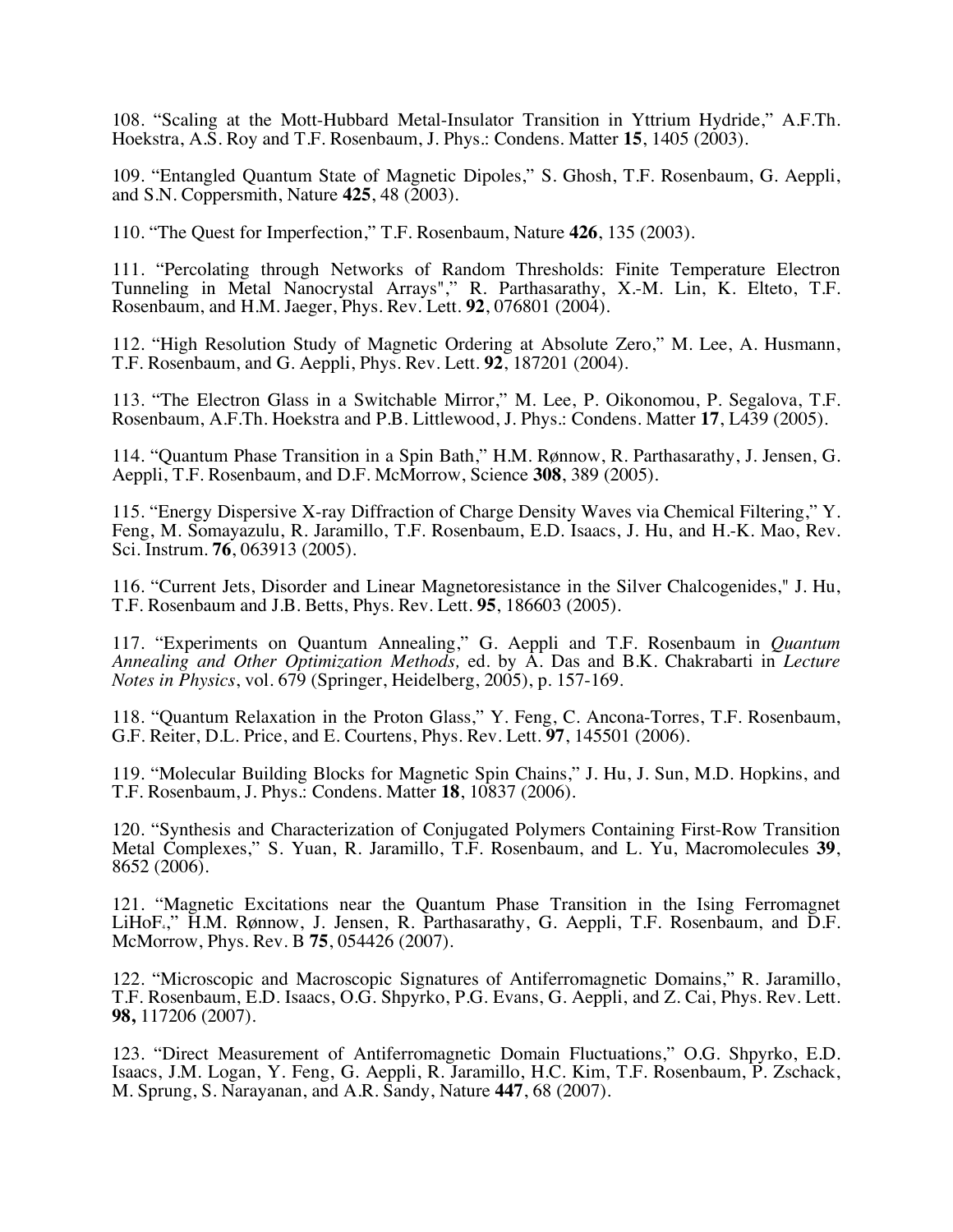108. "Scaling at the Mott-Hubbard Metal-Insulator Transition in Yttrium Hydride," A.F.Th. Hoekstra, A.S. Roy and T.F. Rosenbaum, J. Phys.: Condens. Matter **15**, 1405 (2003).

109. "Entangled Quantum State of Magnetic Dipoles," S. Ghosh, T.F. Rosenbaum, G. Aeppli, and S.N. Coppersmith, Nature **425**, 48 (2003).

110. "The Quest for Imperfection," T.F. Rosenbaum, Nature **426**, 135 (2003).

111. "Percolating through Networks of Random Thresholds: Finite Temperature Electron Tunneling in Metal Nanocrystal Arrays"," R. Parthasarathy, X.-M. Lin, K. Elteto, T.F. Rosenbaum, and H.M. Jaeger, Phys. Rev. Lett. **92**, 076801 (2004).

112. "High Resolution Study of Magnetic Ordering at Absolute Zero," M. Lee, A. Husmann, T.F. Rosenbaum, and G. Aeppli, Phys. Rev. Lett. **92**, 187201 (2004).

113. "The Electron Glass in a Switchable Mirror," M. Lee, P. Oikonomou, P. Segalova, T.F. Rosenbaum, A.F.Th. Hoekstra and P.B. Littlewood, J. Phys.: Condens. Matter **17**, L439 (2005).

114. "Quantum Phase Transition in a Spin Bath," H.M. Rønnow, R. Parthasarathy, J. Jensen, G. Aeppli, T.F. Rosenbaum, and D.F. McMorrow, Science **308**, 389 (2005).

115. "Energy Dispersive X-ray Diffraction of Charge Density Waves via Chemical Filtering," Y. Feng, M. Somayazulu, R. Jaramillo, T.F. Rosenbaum, E.D. Isaacs, J. Hu, and H.-K. Mao, Rev. Sci. Instrum. **76**, 063913 (2005).

116. "Current Jets, Disorder and Linear Magnetoresistance in the Silver Chalcogenides," J. Hu, T.F. Rosenbaum and J.B. Betts, Phys. Rev. Lett. **95**, 186603 (2005).

117. "Experiments on Quantum Annealing," G. Aeppli and T.F. Rosenbaum in *Quantum Annealing and Other Optimization Methods,* ed. by A. Das and B.K. Chakrabarti in *Lecture Notes in Physics*, vol. 679 (Springer, Heidelberg, 2005), p. 157-169.

118. "Quantum Relaxation in the Proton Glass," Y. Feng, C. Ancona-Torres, T.F. Rosenbaum, G.F. Reiter, D.L. Price, and E. Courtens, Phys. Rev. Lett. **97**, 145501 (2006).

119. "Molecular Building Blocks for Magnetic Spin Chains," J. Hu, J. Sun, M.D. Hopkins, and T.F. Rosenbaum, J. Phys.: Condens. Matter **18**, 10837 (2006).

120. "Synthesis and Characterization of Conjugated Polymers Containing First-Row Transition Metal Complexes," S. Yuan, R. Jaramillo, T.F. Rosenbaum, and L. Yu, Macromolecules **39**, 8652 (2006).

121. "Magnetic Excitations near the Quantum Phase Transition in the Ising Ferromagnet $LiHoF_4$," H.M. Rønnow, J. Jensen, R. Parthasarathy, G. Aeppli, T.F. Rosenbaum, and D.F. McMorrow, Phys. Rev. B **75**, 054426 (2007).

122. "Microscopic and Macroscopic Signatures of Antiferromagnetic Domains," R. Jaramillo, T.F. Rosenbaum, E.D. Isaacs, O.G. Shpyrko, P.G. Evans, G. Aeppli, and Z. Cai, Phys. Rev. Lett. **98,** 117206 (2007).

123. "Direct Measurement of Antiferromagnetic Domain Fluctuations," O.G. Shpyrko, E.D. Isaacs, J.M. Logan, Y. Feng, G. Aeppli, R. Jaramillo, H.C. Kim, T.F. Rosenbaum, P. Zschack, M. Sprung, S. Narayanan, and A.R. Sandy, Nature **447**, 68 (2007).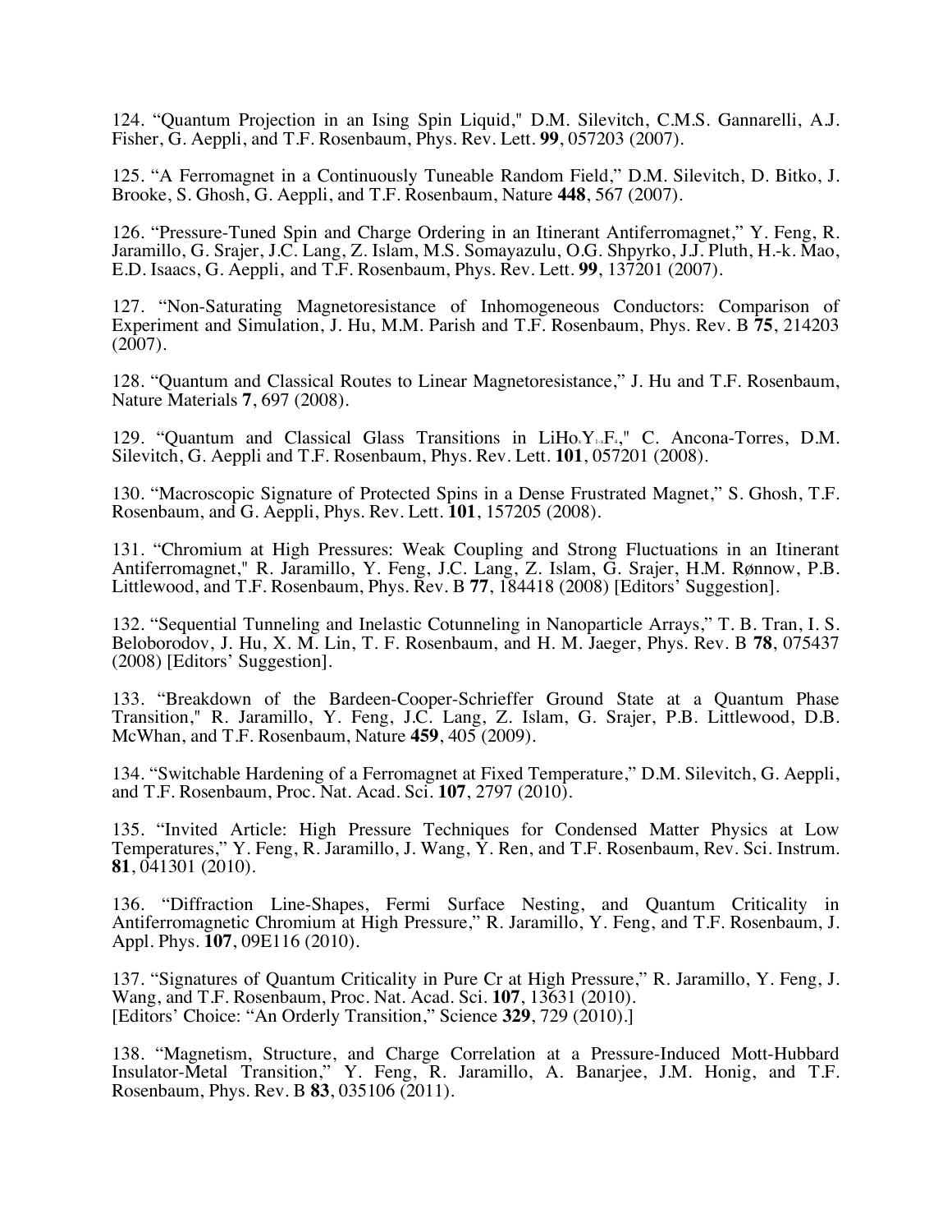124. "Quantum Projection in an Ising Spin Liquid," D.M. Silevitch, C.M.S. Gannarelli, A.J. Fisher, G. Aeppli, and T.F. Rosenbaum, Phys. Rev. Lett. **99**, 057203 (2007).

125. "A Ferromagnet in a Continuously Tuneable Random Field," D.M. Silevitch, D. Bitko, J. Brooke, S. Ghosh, G. Aeppli, and T.F. Rosenbaum, Nature **448**, 567 (2007).

126. "Pressure-Tuned Spin and Charge Ordering in an Itinerant Antiferromagnet," Y. Feng, R. Jaramillo, G. Srajer, J.C. Lang, Z. Islam, M.S. Somayazulu, O.G. Shpyrko, J.J. Pluth, H.-k. Mao, E.D. Isaacs, G. Aeppli, and T.F. Rosenbaum, Phys. Rev. Lett. **99**, 137201 (2007).

127. "Non-Saturating Magnetoresistance of Inhomogeneous Conductors: Comparison of Experiment and Simulation, J. Hu, M.M. Parish and T.F. Rosenbaum, Phys. Rev. B **75**, 214203 (2007).

128. "Quantum and Classical Routes to Linear Magnetoresistance," J. Hu and T.F. Rosenbaum, Nature Materials **7**, 697 (2008).

129. "Quantum and Classical Glass Transitions in $LiHo_xY_{1-x}F_4$," C. Ancona-Torres, D.M. Silevitch, G. Aeppli and T.F. Rosenbaum, Phys. Rev. Lett. **101**, 057201 (2008).

130. "Macroscopic Signature of Protected Spins in a Dense Frustrated Magnet," S. Ghosh, T.F. Rosenbaum, and G. Aeppli, Phys. Rev. Lett. **101**, 157205 (2008).

131. "Chromium at High Pressures: Weak Coupling and Strong Fluctuations in an Itinerant Antiferromagnet," R. Jaramillo, Y. Feng, J.C. Lang, Z. Islam, G. Srajer, H.M. Rønnow, P.B. Littlewood, and T.F. Rosenbaum, Phys. Rev. B **77**, 184418 (2008) [Editors' Suggestion].

132. "Sequential Tunneling and Inelastic Cotunneling in Nanoparticle Arrays," T. B. Tran, I. S. Beloborodov, J. Hu, X. M. Lin, T. F. Rosenbaum, and H. M. Jaeger, Phys. Rev. B **78**, 075437 (2008) [Editors' Suggestion].

133. "Breakdown of the Bardeen-Cooper-Schrieffer Ground State at a Quantum Phase Transition," R. Jaramillo, Y. Feng, J.C. Lang, Z. Islam, G. Srajer, P.B. Littlewood, D.B. McWhan, and T.F. Rosenbaum, Nature **459**, 405 (2009).

134. "Switchable Hardening of a Ferromagnet at Fixed Temperature," D.M. Silevitch, G. Aeppli, and T.F. Rosenbaum, Proc. Nat. Acad. Sci. **107**, 2797 (2010).

135. "Invited Article: High Pressure Techniques for Condensed Matter Physics at Low Temperatures," Y. Feng, R. Jaramillo, J. Wang, Y. Ren, and T.F. Rosenbaum, Rev. Sci. Instrum. **81**, 041301 (2010).

136. "Diffraction Line-Shapes, Fermi Surface Nesting, and Quantum Criticality in Antiferromagnetic Chromium at High Pressure," R. Jaramillo, Y. Feng, and T.F. Rosenbaum, J. Appl. Phys. **107**, 09E116 (2010).

137. "Signatures of Quantum Criticality in Pure Cr at High Pressure," R. Jaramillo, Y. Feng, J. Wang, and T.F. Rosenbaum, Proc. Nat. Acad. Sci. **107**, 13631 (2010).
[Editors' Choice: "An Orderly Transition," Science **329**, 729 (2010).]

138. "Magnetism, Structure, and Charge Correlation at a Pressure-Induced Mott-Hubbard Insulator-Metal Transition," Y. Feng, R. Jaramillo, A. Banarjee, J.M. Honig, and T.F. Rosenbaum, Phys. Rev. B **83**, 035106 (2011).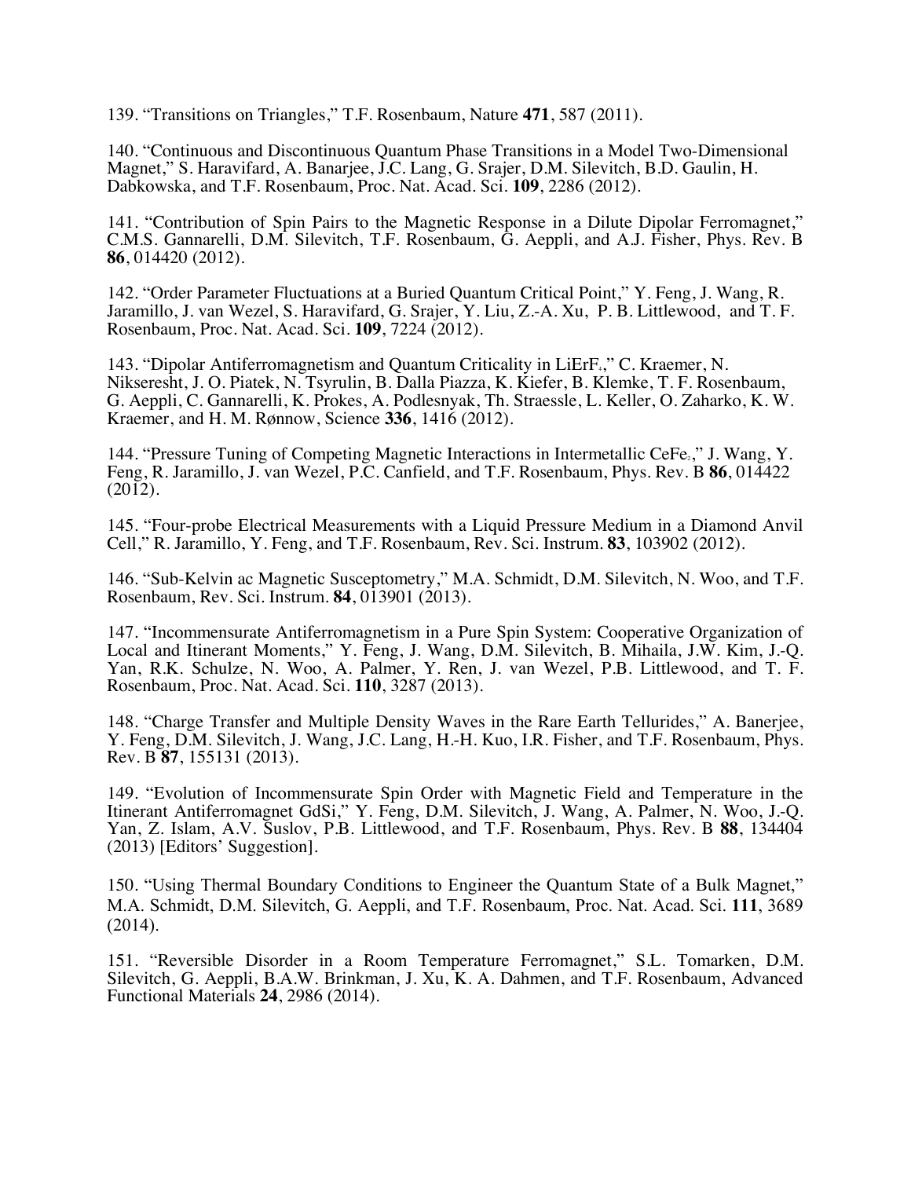139. "Transitions on Triangles," T.F. Rosenbaum, Nature **471**, 587 (2011).

140. "Continuous and Discontinuous Quantum Phase Transitions in a Model Two-Dimensional Magnet," S. Haravifard, A. Banarjee, J.C. Lang, G. Srajer, D.M. Silevitch, B.D. Gaulin, H. Dabkowska, and T.F. Rosenbaum, Proc. Nat. Acad. Sci. **109**, 2286 (2012).

141. "Contribution of Spin Pairs to the Magnetic Response in a Dilute Dipolar Ferromagnet," C.M.S. Gannarelli, D.M. Silevitch, T.F. Rosenbaum, G. Aeppli, and A.J. Fisher, Phys. Rev. B **86**, 014420 (2012).

142. "Order Parameter Fluctuations at a Buried Quantum Critical Point," Y. Feng, J. Wang, R. Jaramillo, J. van Wezel, S. Haravifard, G. Srajer, Y. Liu, Z.-A. Xu, P. B. Littlewood, and T. F. Rosenbaum, Proc. Nat. Acad. Sci. **109**, 7224 (2012).

143. "Dipolar Antiferromagnetism and Quantum Criticality in $LiErF_4$," C. Kraemer, N. Nikseresht, J. O. Piatek, N. Tsyrulin, B. Dalla Piazza, K. Kiefer, B. Klemke, T. F. Rosenbaum, G. Aeppli, C. Gannarelli, K. Prokes, A. Podlesnyak, Th. Straessle, L. Keller, O. Zaharko, K. W. Kraemer, and H. M. Rønnow, Science **336**, 1416 (2012).

144. "Pressure Tuning of Competing Magnetic Interactions in Intermetallic $CeFe_2$," J. Wang, Y. Feng, R. Jaramillo, J. van Wezel, P.C. Canfield, and T.F. Rosenbaum, Phys. Rev. B **86**, 014422 (2012).

145. "Four-probe Electrical Measurements with a Liquid Pressure Medium in a Diamond Anvil Cell," R. Jaramillo, Y. Feng, and T.F. Rosenbaum, Rev. Sci. Instrum. **83**, 103902 (2012).

146. "Sub-Kelvin ac Magnetic Susceptometry," M.A. Schmidt, D.M. Silevitch, N. Woo, and T.F. Rosenbaum, Rev. Sci. Instrum. **84**, 013901 (2013).

147. "Incommensurate Antiferromagnetism in a Pure Spin System: Cooperative Organization of Local and Itinerant Moments," Y. Feng, J. Wang, D.M. Silevitch, B. Mihaila, J.W. Kim, J.-Q. Yan, R.K. Schulze, N. Woo, A. Palmer, Y. Ren, J. van Wezel, P.B. Littlewood, and T. F. Rosenbaum, Proc. Nat. Acad. Sci. **110**, 3287 (2013).

148. "Charge Transfer and Multiple Density Waves in the Rare Earth Tellurides," A. Banerjee, Y. Feng, D.M. Silevitch, J. Wang, J.C. Lang, H.-H. Kuo, I.R. Fisher, and T.F. Rosenbaum, Phys. Rev. B **87**, 155131 (2013).

149. "Evolution of Incommensurate Spin Order with Magnetic Field and Temperature in the Itinerant Antiferromagnet GdSi," Y. Feng, D.M. Silevitch, J. Wang, A. Palmer, N. Woo, J.-Q. Yan, Z. Islam, A.V. Suslov, P.B. Littlewood, and T.F. Rosenbaum, Phys. Rev. B **88**, 134404 (2013) [Editors' Suggestion].

150. "Using Thermal Boundary Conditions to Engineer the Quantum State of a Bulk Magnet," M.A. Schmidt, D.M. Silevitch, G. Aeppli, and T.F. Rosenbaum, Proc. Nat. Acad. Sci. **111**, 3689 (2014).

151. "Reversible Disorder in a Room Temperature Ferromagnet," S.L. Tomarken, D.M. Silevitch, G. Aeppli, B.A.W. Brinkman, J. Xu, K. A. Dahmen, and T.F. Rosenbaum, Advanced Functional Materials **24**, 2986 (2014).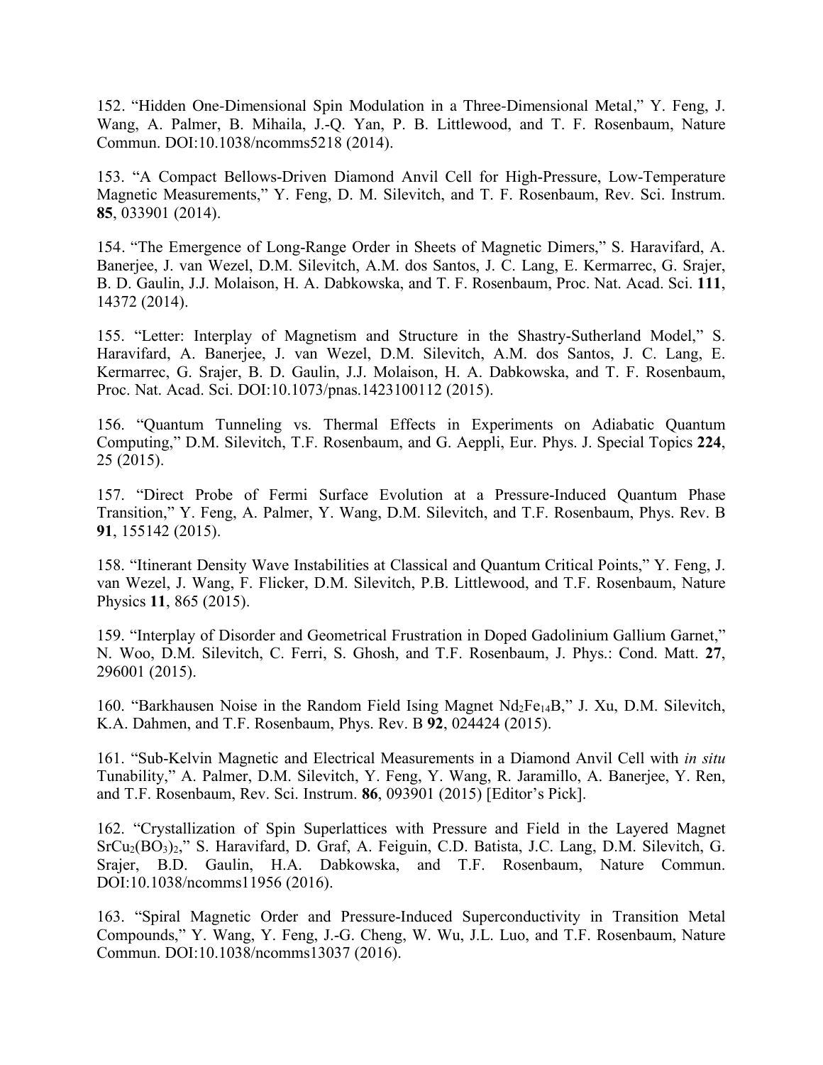152. "Hidden One-Dimensional Spin Modulation in a Three-Dimensional Metal," Y. Feng, J. Wang, A. Palmer, B. Mihaila, J.-Q. Yan, P. B. Littlewood, and T. F. Rosenbaum, Nature Commun. DOI:10.1038/ncomms5218 (2014).

153. "A Compact Bellows-Driven Diamond Anvil Cell for High-Pressure, Low-Temperature Magnetic Measurements," Y. Feng, D. M. Silevitch, and T. F. Rosenbaum, Rev. Sci. Instrum. **85**, 033901 (2014).

154. "The Emergence of Long-Range Order in Sheets of Magnetic Dimers," S. Haravifard, A. Banerjee, J. van Wezel, D.M. Silevitch, A.M. dos Santos, J. C. Lang, E. Kermarrec, G. Srajer, B. D. Gaulin, J.J. Molaison, H. A. Dabkowska, and T. F. Rosenbaum, Proc. Nat. Acad. Sci. **111**, 14372 (2014).

155. "Letter: Interplay of Magnetism and Structure in the Shastry-Sutherland Model," S. Haravifard, A. Banerjee, J. van Wezel, D.M. Silevitch, A.M. dos Santos, J. C. Lang, E. Kermarrec, G. Srajer, B. D. Gaulin, J.J. Molaison, H. A. Dabkowska, and T. F. Rosenbaum, Proc. Nat. Acad. Sci. DOI:10.1073/pnas.1423100112 (2015).

156. "Quantum Tunneling vs. Thermal Effects in Experiments on Adiabatic Quantum Computing," D.M. Silevitch, T.F. Rosenbaum, and G. Aeppli, Eur. Phys. J. Special Topics **224**, 25 (2015).

157. "Direct Probe of Fermi Surface Evolution at a Pressure-Induced Quantum Phase Transition," Y. Feng, A. Palmer, Y. Wang, D.M. Silevitch, and T.F. Rosenbaum, Phys. Rev. B **91**, 155142 (2015).

158. "Itinerant Density Wave Instabilities at Classical and Quantum Critical Points," Y. Feng, J. van Wezel, J. Wang, F. Flicker, D.M. Silevitch, P.B. Littlewood, and T.F. Rosenbaum, Nature Physics **11**, 865 (2015).

159. "Interplay of Disorder and Geometrical Frustration in Doped Gadolinium Gallium Garnet," N. Woo, D.M. Silevitch, C. Ferri, S. Ghosh, and T.F. Rosenbaum, J. Phys.: Cond. Matt. **27**, 296001 (2015).

160. "Barkhausen Noise in the Random Field Ising Magnet $Nd_2Fe_{14}B$," J. Xu, D.M. Silevitch, K.A. Dahmen, and T.F. Rosenbaum, Phys. Rev. B **92**, 024424 (2015).

161. "Sub-Kelvin Magnetic and Electrical Measurements in a Diamond Anvil Cell with *in situ* Tunability," A. Palmer, D.M. Silevitch, Y. Feng, Y. Wang, R. Jaramillo, A. Banerjee, Y. Ren, and T.F. Rosenbaum, Rev. Sci. Instrum. **86**, 093901 (2015) [Editor's Pick].

162. "Crystallization of Spin Superlattices with Pressure and Field in the Layered Magnet $SrCu_2(BO_3)_2$," S. Haravifard, D. Graf, A. Feiguin, C.D. Batista, J.C. Lang, D.M. Silevitch, G. Srajer, B.D. Gaulin, H.A. Dabkowska, and T.F. Rosenbaum, Nature Commun. DOI:10.1038/ncomms11956 (2016).

163. "Spiral Magnetic Order and Pressure-Induced Superconductivity in Transition Metal Compounds," Y. Wang, Y. Feng, J.-G. Cheng, W. Wu, J.L. Luo, and T.F. Rosenbaum, Nature Commun. DOI:10.1038/ncomms13037 (2016).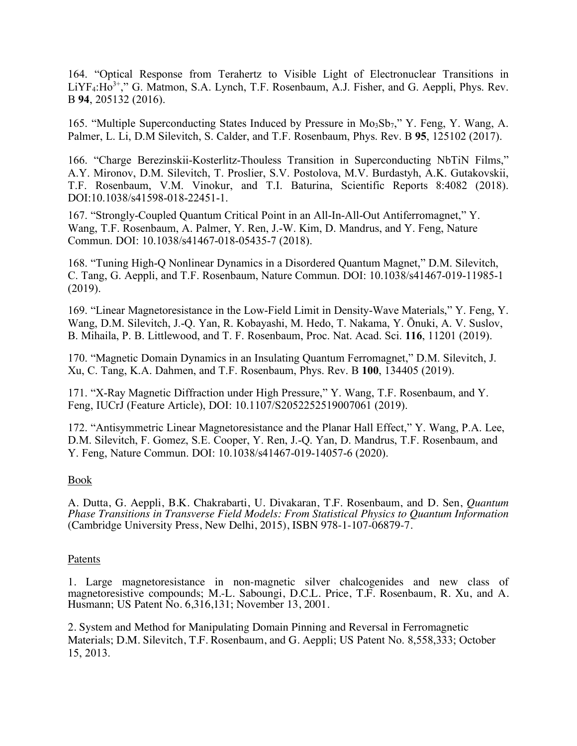164. “Optical Response from Terahertz to Visible Light of Electronuclear Transitions in $LiYF_4$:$Ho^{3+}$,” G. Matmon, S.A. Lynch, T.F. Rosenbaum, A.J. Fisher, and G. Aeppli, Phys. Rev. B **94**, 205132 (2016).

165. “Multiple Superconducting States Induced by Pressure in $Mo_3Sb_7$,” Y. Feng, Y. Wang, A. Palmer, L. Li, D.M Silevitch, S. Calder, and T.F. Rosenbaum, Phys. Rev. B **95**, 125102 (2017).

166. “Charge Berezinskii-Kosterlitz-Thouless Transition in Superconducting NbTiN Films,” A.Y. Mironov, D.M. Silevitch, T. Proslier, S.V. Postolova, M.V. Burdastyh, A.K. Gutakovskii, T.F. Rosenbaum, V.M. Vinokur, and T.I. Baturina, Scientific Reports 8:4082 (2018). DOI:10.1038/s41598-018-22451-1.

167. “Strongly-Coupled Quantum Critical Point in an All-In-All-Out Antiferromagnet,” Y. Wang, T.F. Rosenbaum, A. Palmer, Y. Ren, J.-W. Kim, D. Mandrus, and Y. Feng, Nature Commun. DOI: 10.1038/s41467-018-05435-7 (2018).

168. “Tuning High-Q Nonlinear Dynamics in a Disordered Quantum Magnet,” D.M. Silevitch, C. Tang, G. Aeppli, and T.F. Rosenbaum, Nature Commun. DOI: 10.1038/s41467-019-11985-1 (2019).

169. “Linear Magnetoresistance in the Low-Field Limit in Density-Wave Materials,” Y. Feng, Y. Wang, D.M. Silevitch, J.-Q. Yan, R. Kobayashi, M. Hedo, T. Nakama, Y. Ōnuki, A. V. Suslov, B. Mihaila, P. B. Littlewood, and T. F. Rosenbaum, Proc. Nat. Acad. Sci. **116**, 11201 (2019).

170. “Magnetic Domain Dynamics in an Insulating Quantum Ferromagnet,” D.M. Silevitch, J. Xu, C. Tang, K.A. Dahmen, and T.F. Rosenbaum, Phys. Rev. B **100**, 134405 (2019).

171. “X-Ray Magnetic Diffraction under High Pressure,” Y. Wang, T.F. Rosenbaum, and Y. Feng, IUCrJ (Feature Article), DOI: 10.1107/S2052252519007061 (2019).

172. “Antisymmetric Linear Magnetoresistance and the Planar Hall Effect,” Y. Wang, P.A. Lee, D.M. Silevitch, F. Gomez, S.E. Cooper, Y. Ren, J.-Q. Yan, D. Mandrus, T.F. Rosenbaum, and Y. Feng, Nature Commun. DOI: 10.1038/s41467-019-14057-6 (2020).

Book

A. Dutta, G. Aeppli, B.K. Chakrabarti, U. Divakaran, T.F. Rosenbaum, and D. Sen, *Quantum Phase Transitions in Transverse Field Models: From Statistical Physics to Quantum Information* (Cambridge University Press, New Delhi, 2015), ISBN 978-1-107-06879-7.

Patents

1. Large magnetoresistance in non-magnetic silver chalcogenides and new class of magnetoresistive compounds; M.-L. Saboungi, D.C.L. Price, T.F. Rosenbaum, R. Xu, and A. Husmann; US Patent No. 6,316,131; November 13, 2001.

2. System and Method for Manipulating Domain Pinning and Reversal in Ferromagnetic Materials; D.M. Silevitch, T.F. Rosenbaum, and G. Aeppli; US Patent No. 8,558,333; October 15, 2013.